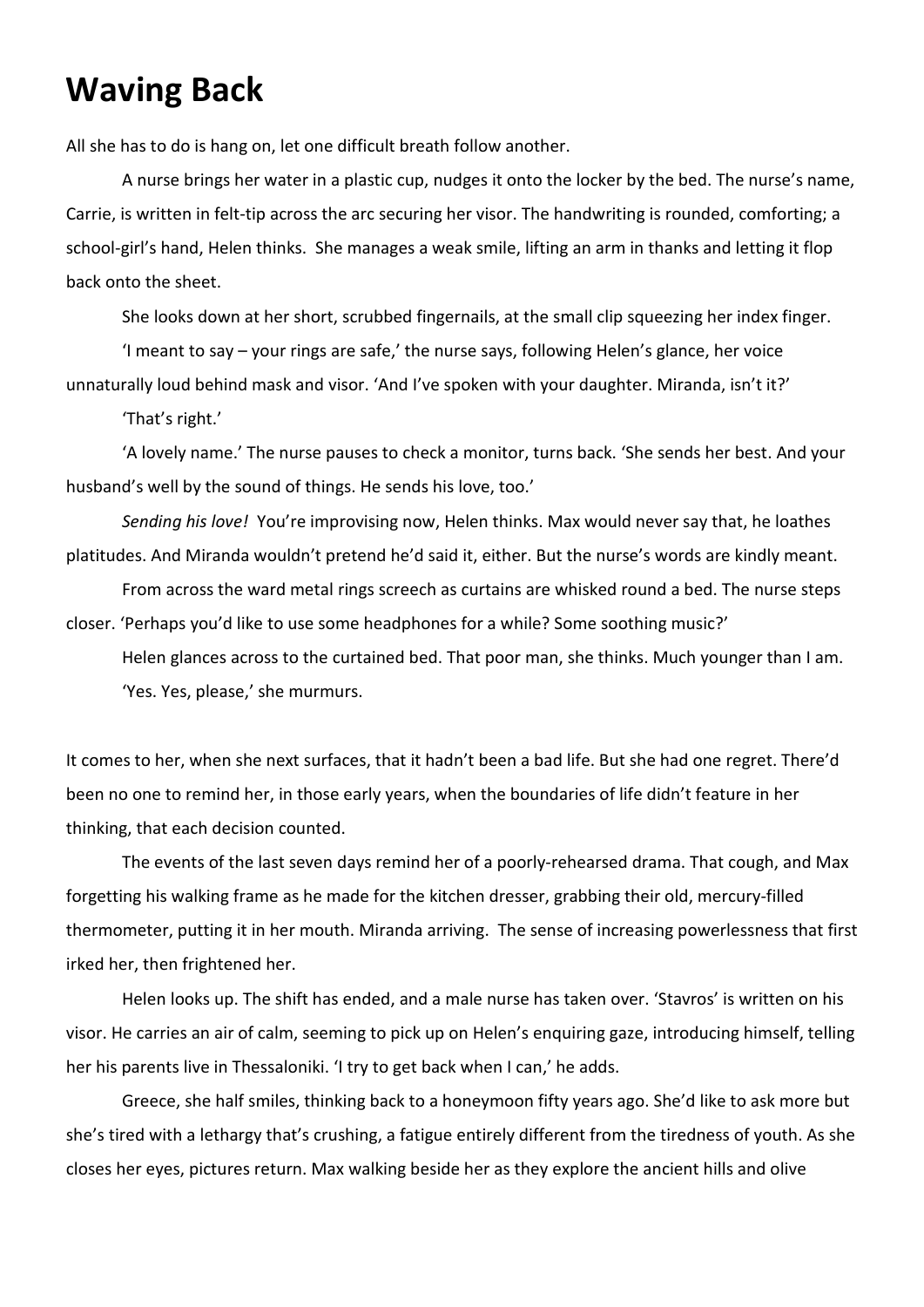# Waving Back

All she has to do is hang on, let one difficult breath follow another.

A nurse brings her water in a plastic cup, nudges it onto the locker by the bed. The nurse's name, Carrie, is written in felt-tip across the arc securing her visor. The handwriting is rounded, comforting; a school-girl's hand, Helen thinks. She manages a weak smile, lifting an arm in thanks and letting it flop back onto the sheet.

She looks down at her short, scrubbed fingernails, at the small clip squeezing her index finger.

'I meant to say – your rings are safe,' the nurse says, following Helen's glance, her voice unnaturally loud behind mask and visor. 'And I've spoken with your daughter. Miranda, isn't it?'

'That's right.'

'A lovely name.' The nurse pauses to check a monitor, turns back. 'She sends her best. And your husband's well by the sound of things. He sends his love, too.'

*Sending his love!* You're improvising now, Helen thinks. Max would never say that, he loathes platitudes. And Miranda wouldn't pretend he'd said it, either. But the nurse's words are kindly meant.

From across the ward metal rings screech as curtains are whisked round a bed. The nurse steps closer. 'Perhaps you'd like to use some headphones for a while? Some soothing music?'

Helen glances across to the curtained bed. That poor man, she thinks. Much younger than I am.

'Yes. Yes, please,' she murmurs.

It comes to her, when she next surfaces, that it hadn't been a bad life. But she had one regret. There'd been no one to remind her, in those early years, when the boundaries of life didn't feature in her thinking, that each decision counted.

The events of the last seven days remind her of a poorly-rehearsed drama. That cough, and Max forgetting his walking frame as he made for the kitchen dresser, grabbing their old, mercury-filled thermometer, putting it in her mouth. Miranda arriving. The sense of increasing powerlessness that first irked her, then frightened her.

Helen looks up. The shift has ended, and a male nurse has taken over. 'Stavros' is written on his visor. He carries an air of calm, seeming to pick up on Helen's enquiring gaze, introducing himself, telling her his parents live in Thessaloniki. 'I try to get back when I can,' he adds.

Greece, she half smiles, thinking back to a honeymoon fifty years ago. She'd like to ask more but she's tired with a lethargy that's crushing, a fatigue entirely different from the tiredness of youth. As she closes her eyes, pictures return. Max walking beside her as they explore the ancient hills and olive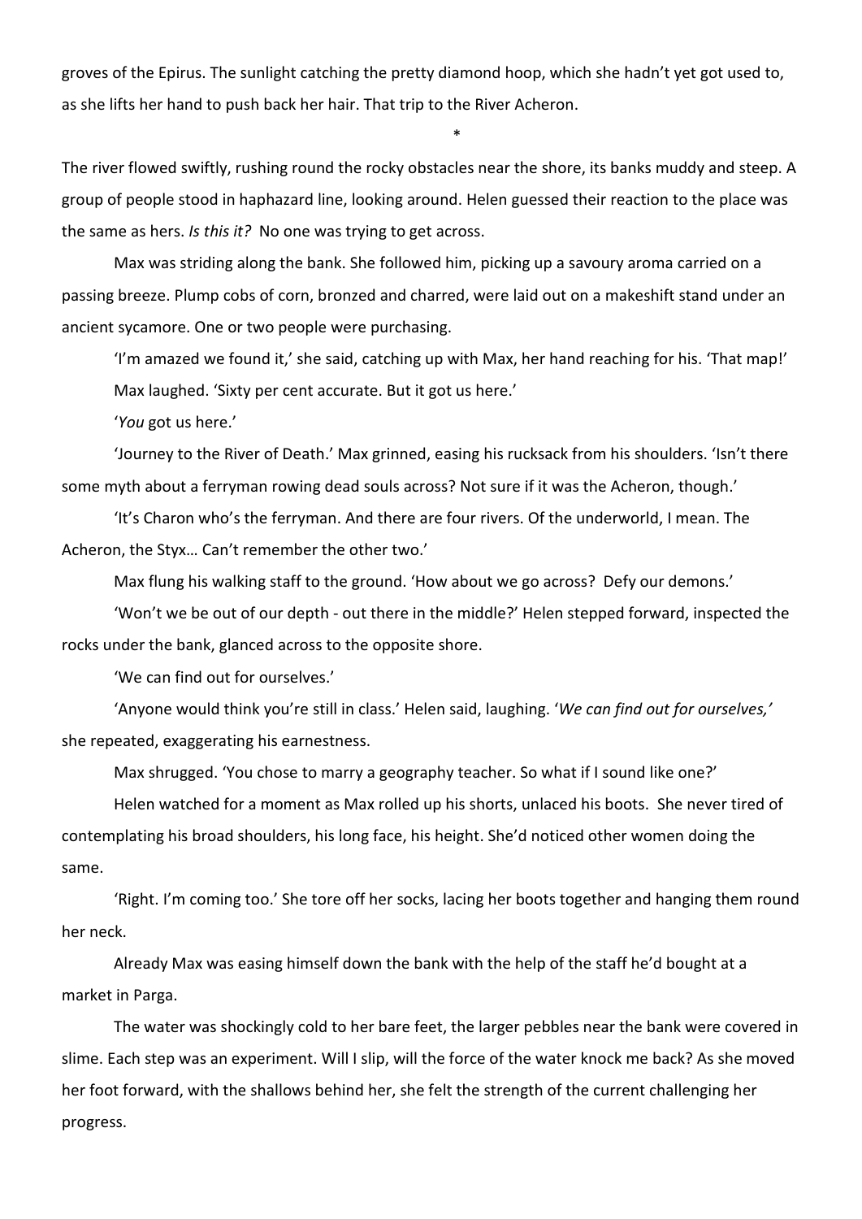groves of the Epirus. The sunlight catching the pretty diamond hoop, which she hadn't yet got used to, as she lifts her hand to push back her hair. That trip to the River Acheron.

*

The river flowed swiftly, rushing round the rocky obstacles near the shore, its banks muddy and steep. A group of people stood in haphazard line, looking around. Helen guessed their reaction to the place was the same as hers. *Is this it?* No one was trying to get across.

Max was striding along the bank. She followed him, picking up a savoury aroma carried on a passing breeze. Plump cobs of corn, bronzed and charred, were laid out on a makeshift stand under an ancient sycamore. One or two people were purchasing.

'I'm amazed we found it,' she said, catching up with Max, her hand reaching for his. 'That map!'

Max laughed. 'Sixty per cent accurate. But it got us here.'

'*You* got us here.'

'Journey to the River of Death.' Max grinned, easing his rucksack from his shoulders. 'Isn't there some myth about a ferryman rowing dead souls across? Not sure if it was the Acheron, though.'

'It's Charon who's the ferryman. And there are four rivers. Of the underworld, I mean. The Acheron, the Styx… Can't remember the other two.'

Max flung his walking staff to the ground. 'How about we go across? Defy our demons.'

'Won't we be out of our depth - out there in the middle?' Helen stepped forward, inspected the rocks under the bank, glanced across to the opposite shore.

'We can find out for ourselves.'

'Anyone would think you're still in class.' Helen said, laughing. '*We can find out for ourselves,*' she repeated, exaggerating his earnestness.

Max shrugged. 'You chose to marry a geography teacher. So what if I sound like one?'

Helen watched for a moment as Max rolled up his shorts, unlaced his boots. She never tired of contemplating his broad shoulders, his long face, his height. She'd noticed other women doing the same.

'Right. I'm coming too.' She tore off her socks, lacing her boots together and hanging them round her neck.

Already Max was easing himself down the bank with the help of the staff he'd bought at a market in Parga.

The water was shockingly cold to her bare feet, the larger pebbles near the bank were covered in slime. Each step was an experiment. Will I slip, will the force of the water knock me back? As she moved her foot forward, with the shallows behind her, she felt the strength of the current challenging her progress.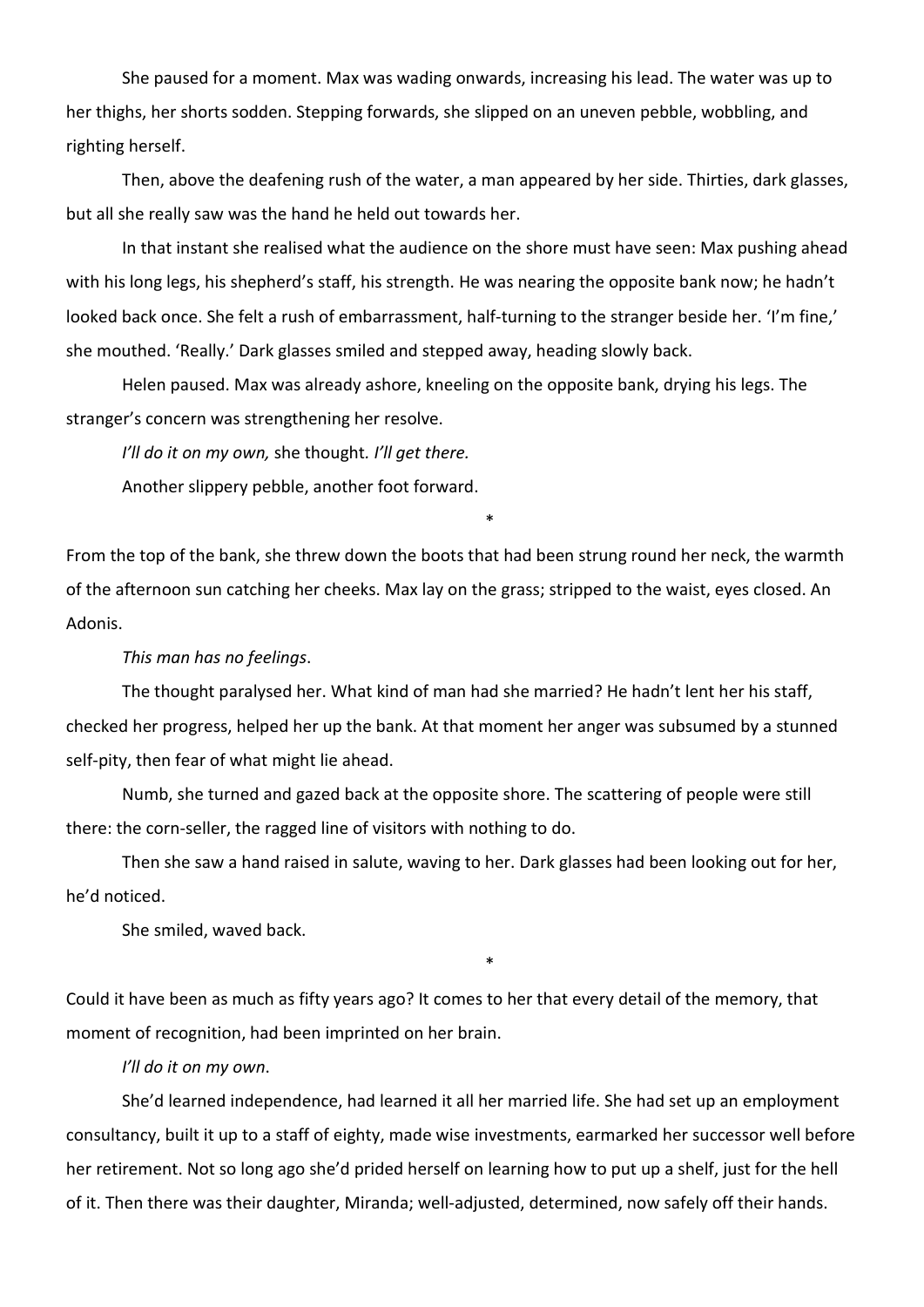She paused for a moment. Max was wading onwards, increasing his lead. The water was up to her thighs, her shorts sodden. Stepping forwards, she slipped on an uneven pebble, wobbling, and righting herself.

Then, above the deafening rush of the water, a man appeared by her side. Thirties, dark glasses, but all she really saw was the hand he held out towards her.

In that instant she realised what the audience on the shore must have seen: Max pushing ahead with his long legs, his shepherd's staff, his strength. He was nearing the opposite bank now; he hadn't looked back once. She felt a rush of embarrassment, half-turning to the stranger beside her. 'I'm fine,' she mouthed. 'Really.' Dark glasses smiled and stepped away, heading slowly back.

Helen paused. Max was already ashore, kneeling on the opposite bank, drying his legs. The stranger's concern was strengthening her resolve.

*I'll do it on my own,* she thought. *I'll get there.*

Another slippery pebble, another foot forward.

*

From the top of the bank, she threw down the boots that had been strung round her neck, the warmth of the afternoon sun catching her cheeks. Max lay on the grass; stripped to the waist, eyes closed. An Adonis.

*This man has no feelings*.

The thought paralysed her. What kind of man had she married? He hadn't lent her his staff, checked her progress, helped her up the bank. At that moment her anger was subsumed by a stunned self-pity, then fear of what might lie ahead.

Numb, she turned and gazed back at the opposite shore. The scattering of people were still there: the corn-seller, the ragged line of visitors with nothing to do.

Then she saw a hand raised in salute, waving to her. Dark glasses had been looking out for her, he'd noticed.

She smiled, waved back.

*

Could it have been as much as fifty years ago? It comes to her that every detail of the memory, that moment of recognition, had been imprinted on her brain.

*I'll do it on my own*.

She'd learned independence, had learned it all her married life. She had set up an employment consultancy, built it up to a staff of eighty, made wise investments, earmarked her successor well before her retirement. Not so long ago she'd prided herself on learning how to put up a shelf, just for the hell of it. Then there was their daughter, Miranda; well-adjusted, determined, now safely off their hands.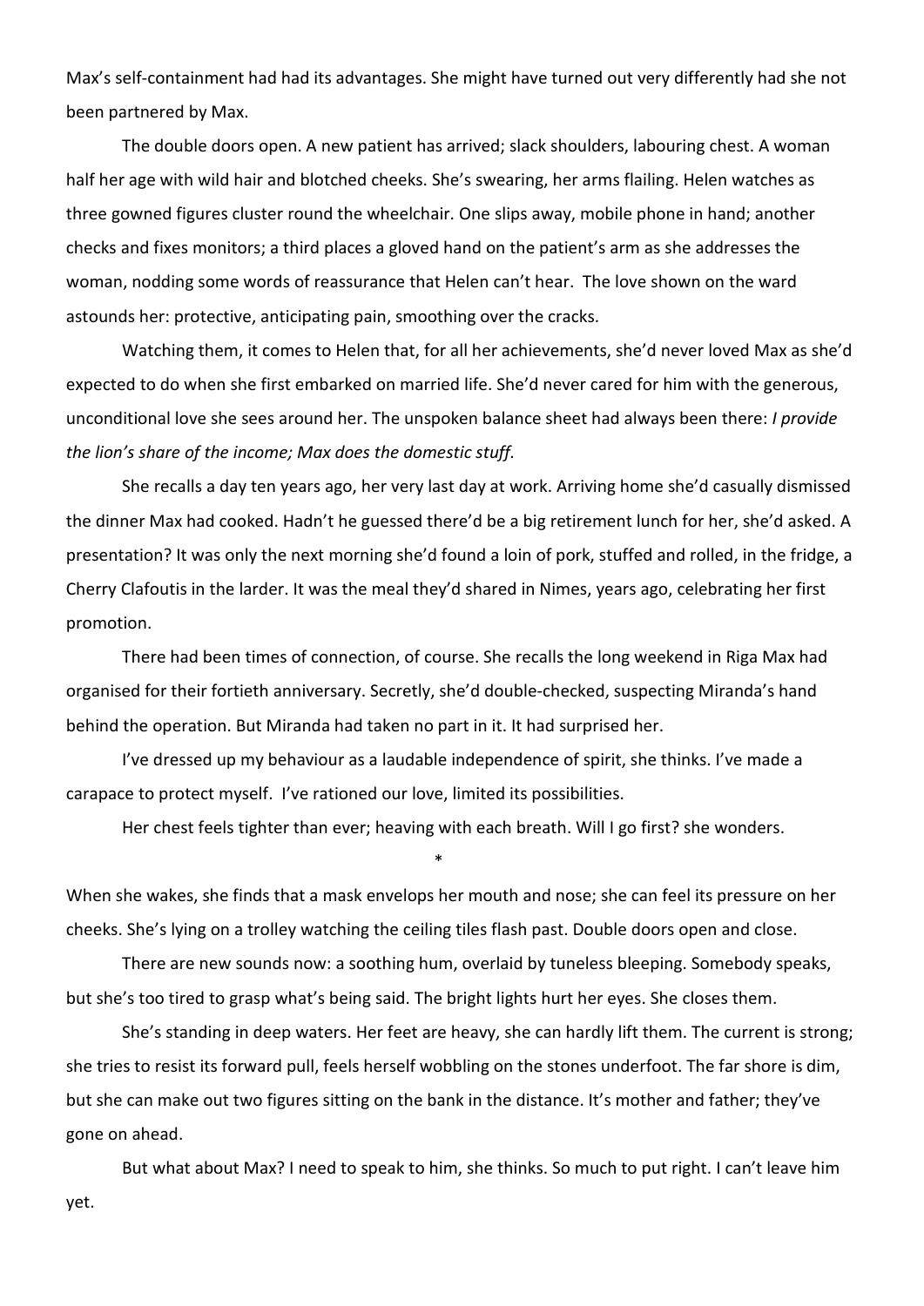Max's self-containment had had its advantages. She might have turned out very differently had she not been partnered by Max.

The double doors open. A new patient has arrived; slack shoulders, labouring chest. A woman half her age with wild hair and blotched cheeks. She's swearing, her arms flailing. Helen watches as three gowned figures cluster round the wheelchair. One slips away, mobile phone in hand; another checks and fixes monitors; a third places a gloved hand on the patient's arm as she addresses the woman, nodding some words of reassurance that Helen can't hear. The love shown on the ward astounds her: protective, anticipating pain, smoothing over the cracks.

Watching them, it comes to Helen that, for all her achievements, she'd never loved Max as she'd expected to do when she first embarked on married life. She'd never cared for him with the generous, unconditional love she sees around her. The unspoken balance sheet had always been there: *I provide the lion's share of the income; Max does the domestic stuff.*

She recalls a day ten years ago, her very last day at work. Arriving home she'd casually dismissed the dinner Max had cooked. Hadn't he guessed there'd be a big retirement lunch for her, she'd asked. A presentation? It was only the next morning she'd found a loin of pork, stuffed and rolled, in the fridge, a Cherry Clafoutis in the larder. It was the meal they'd shared in Nimes, years ago, celebrating her first promotion.

There had been times of connection, of course. She recalls the long weekend in Riga Max had organised for their fortieth anniversary. Secretly, she'd double-checked, suspecting Miranda's hand behind the operation. But Miranda had taken no part in it. It had surprised her.

I've dressed up my behaviour as a laudable independence of spirit, she thinks. I've made a carapace to protect myself. I've rationed our love, limited its possibilities.

Her chest feels tighter than ever; heaving with each breath. Will I go first? she wonders.

*

When she wakes, she finds that a mask envelops her mouth and nose; she can feel its pressure on her cheeks. She's lying on a trolley watching the ceiling tiles flash past. Double doors open and close.

There are new sounds now: a soothing hum, overlaid by tuneless bleeping. Somebody speaks, but she's too tired to grasp what's being said. The bright lights hurt her eyes. She closes them.

She's standing in deep waters. Her feet are heavy, she can hardly lift them. The current is strong; she tries to resist its forward pull, feels herself wobbling on the stones underfoot. The far shore is dim, but she can make out two figures sitting on the bank in the distance. It's mother and father; they've gone on ahead.

But what about Max? I need to speak to him, she thinks. So much to put right. I can't leave him yet.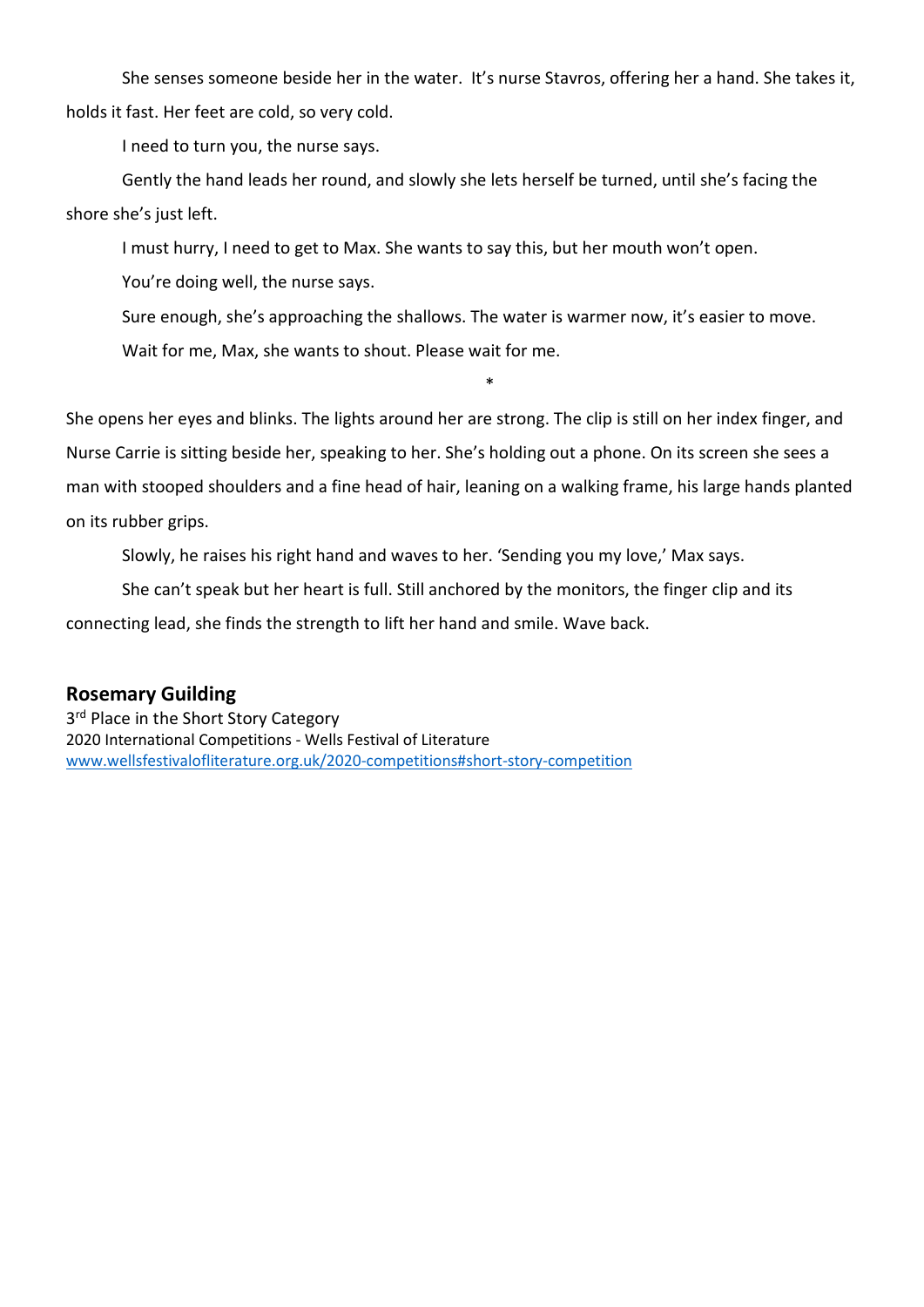She senses someone beside her in the water. It's nurse Stavros, offering her a hand. She takes it, holds it fast. Her feet are cold, so very cold.

I need to turn you, the nurse says.

Gently the hand leads her round, and slowly she lets herself be turned, until she's facing the shore she's just left.

I must hurry, I need to get to Max. She wants to say this, but her mouth won't open.

You're doing well, the nurse says.

Sure enough, she's approaching the shallows. The water is warmer now, it's easier to move.

Wait for me, Max, she wants to shout. Please wait for me.

*

She opens her eyes and blinks. The lights around her are strong. The clip is still on her index finger, and Nurse Carrie is sitting beside her, speaking to her. She's holding out a phone. On its screen she sees a man with stooped shoulders and a fine head of hair, leaning on a walking frame, his large hands planted on its rubber grips.

Slowly, he raises his right hand and waves to her. 'Sending you my love,' Max says.

She can't speak but her heart is full. Still anchored by the monitors, the finger clip and its connecting lead, she finds the strength to lift her hand and smile. Wave back.

**Rosemary Guilding**

3rd Place in the Short Story Category
2020 International Competitions - Wells Festival of Literature
[www.wellsfestivalofliterature.org.uk/2020-competitions#short-story-competition](http://www.wellsfestivalofliterature.org.uk/2020-competitions#short-story-competition)